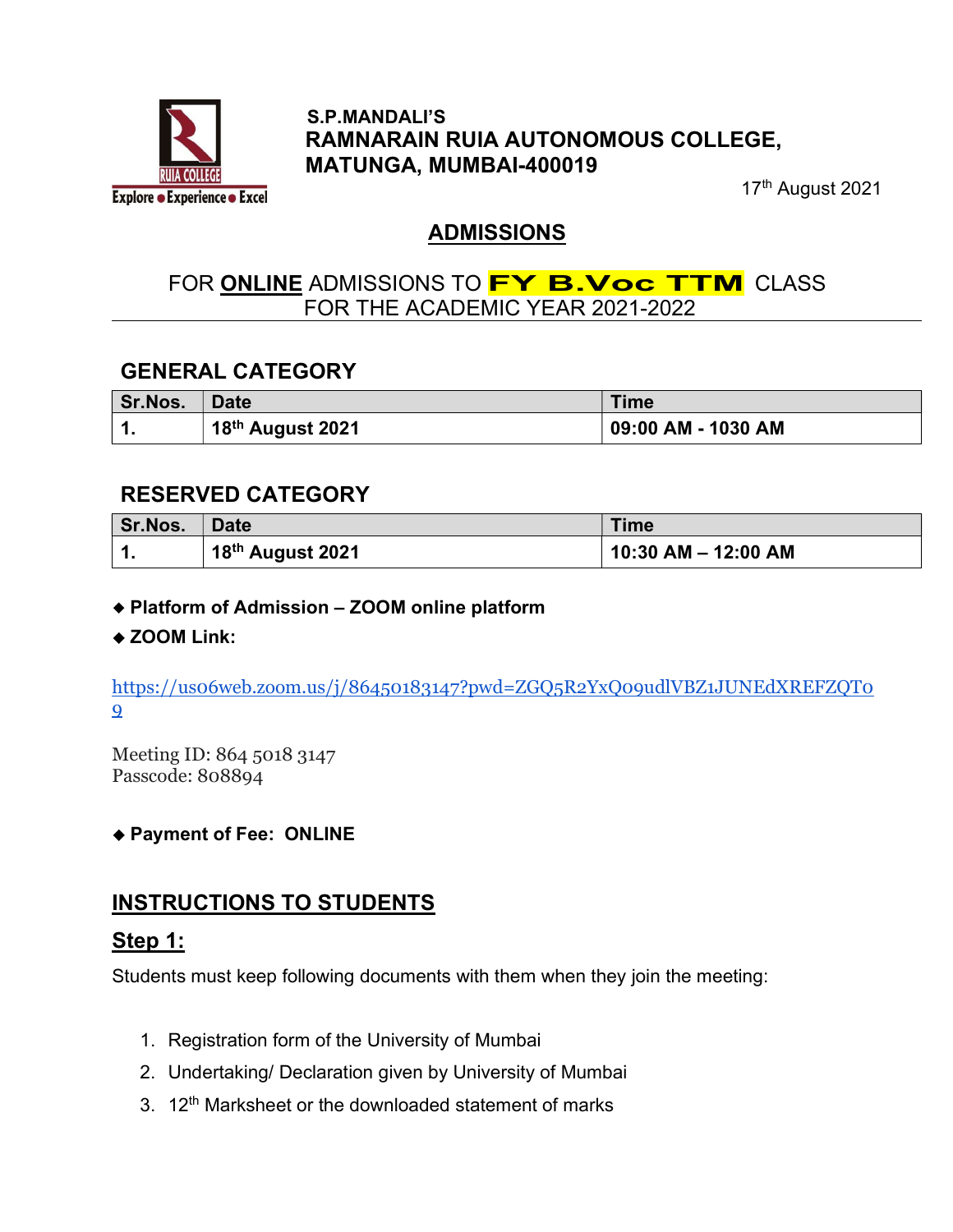S.P.MANDALI'S

**RAMNARAIN RUIA AUTONOMOUS COLLEGE, MATUNGA, MUMBAI-400019**

17th August 2021

## ADMISSIONS

FOR **ONLINE** ADMISSIONS TO **FY B.Voc TTM** CLASS
FOR THE ACADEMIC YEAR 2021-2022

### GENERAL CATEGORY

| Sr.Nos. | Date | Time |
|---|---|---|
| 1. | 18th August 2021 | 09:00 AM - 1030 AM |

### RESERVED CATEGORY

| Sr.Nos. | Date | Time |
|---|---|---|
| 1. | 18th August 2021 | 10:30 AM – 12:00 AM |

- **Platform of Admission – ZOOM online platform**
- **ZOOM Link:**

https://us06web.zoom.us/j/86450183147?pwd=ZGQ5R2YxQ09udlVBZ1JUNEdXREFZQT09

Meeting ID: 864 5018 3147
Passcode: 808894

- **Payment of Fee: ONLINE**

## INSTRUCTIONS TO STUDENTS

### Step 1:

Students must keep following documents with them when they join the meeting:

1. Registration form of the University of Mumbai
2. Undertaking/ Declaration given by University of Mumbai
3. 12th Marksheet or the downloaded statement of marks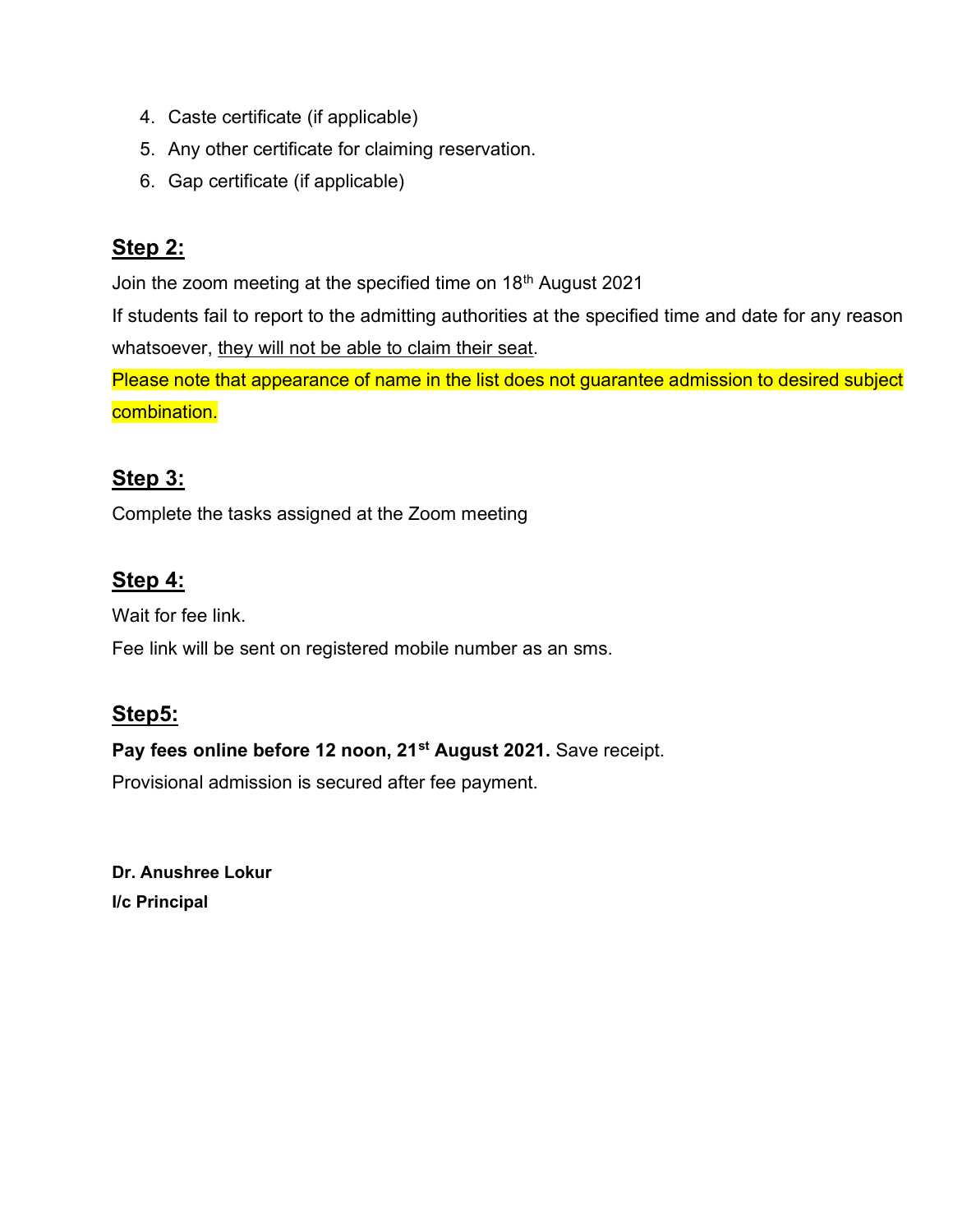4. Caste certificate (if applicable)
5. Any other certificate for claiming reservation.
6. Gap certificate (if applicable)

## Step 2:

Join the zoom meeting at the specified time on 18th August 2021

If students fail to report to the admitting authorities at the specified time and date for any reason whatsoever, they will not be able to claim their seat.

Please note that appearance of name in the list does not guarantee admission to desired subject combination.

## Step 3:

Complete the tasks assigned at the Zoom meeting

## Step 4:

Wait for fee link.

Fee link will be sent on registered mobile number as an sms.

## Step5:

**Pay fees online before 12 noon, 21st August 2021.** Save receipt.

Provisional admission is secured after fee payment.

**Dr. Anushree Lokur**
**I/c Principal**